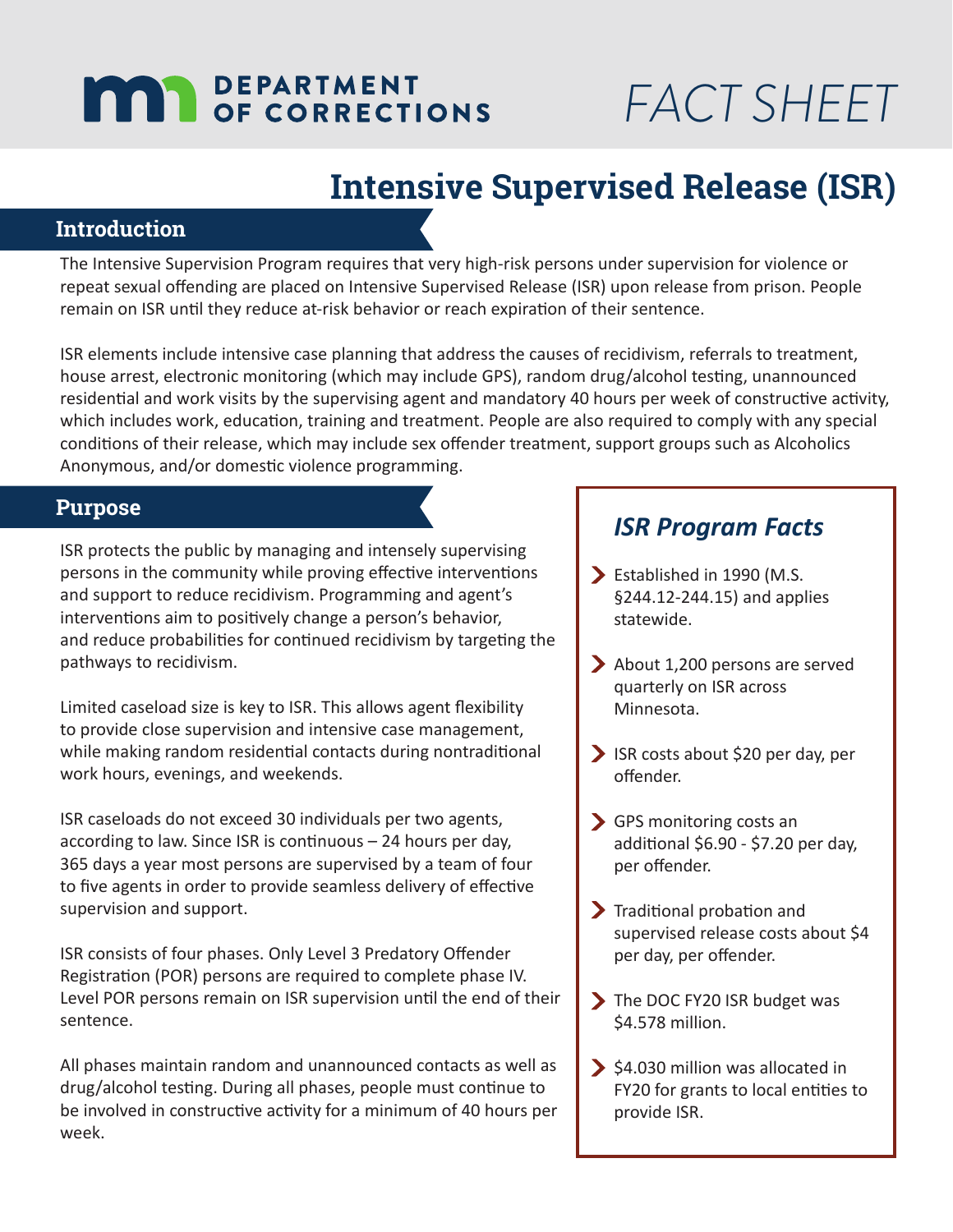DEPARTMENT OF CORRECTIONS

FACT SHEET

# Intensive Supervised Release (ISR)

## Introduction

The Intensive Supervision Program requires that very high-risk persons under supervision for violence or repeat sexual offending are placed on Intensive Supervised Release (ISR) upon release from prison. People remain on ISR until they reduce at-risk behavior or reach expiration of their sentence.

ISR elements include intensive case planning that address the causes of recidivism, referrals to treatment, house arrest, electronic monitoring (which may include GPS), random drug/alcohol testing, unannounced residential and work visits by the supervising agent and mandatory 40 hours per week of constructive activity, which includes work, education, training and treatment. People are also required to comply with any special conditions of their release, which may include sex offender treatment, support groups such as Alcoholics Anonymous, and/or domestic violence programming.

## Purpose

ISR protects the public by managing and intensely supervising persons in the community while proving effective interventions and support to reduce recidivism. Programming and agent's interventions aim to positively change a person's behavior, and reduce probabilities for continued recidivism by targeting the pathways to recidivism.

Limited caseload size is key to ISR. This allows agent flexibility to provide close supervision and intensive case management, while making random residential contacts during nontraditional work hours, evenings, and weekends.

ISR caseloads do not exceed 30 individuals per two agents, according to law. Since ISR is continuous – 24 hours per day, 365 days a year most persons are supervised by a team of four to five agents in order to provide seamless delivery of effective supervision and support.

ISR consists of four phases. Only Level 3 Predatory Offender Registration (POR) persons are required to complete phase IV. Level POR persons remain on ISR supervision until the end of their sentence.

All phases maintain random and unannounced contacts as well as drug/alcohol testing. During all phases, people must continue to be involved in constructive activity for a minimum of 40 hours per week.

### *ISR Program Facts*

- Established in 1990 (M.S. §244.12-244.15) and applies statewide.
- About 1,200 persons are served quarterly on ISR across Minnesota.
- ISR costs about $20 per day, per offender.
- GPS monitoring costs an additional $6.90 - $7.20 per day, per offender.
- Traditional probation and supervised release costs about $4 per day, per offender.
- The DOC FY20 ISR budget was $4.578 million.
- $4.030 million was allocated in FY20 for grants to local entities to provide ISR.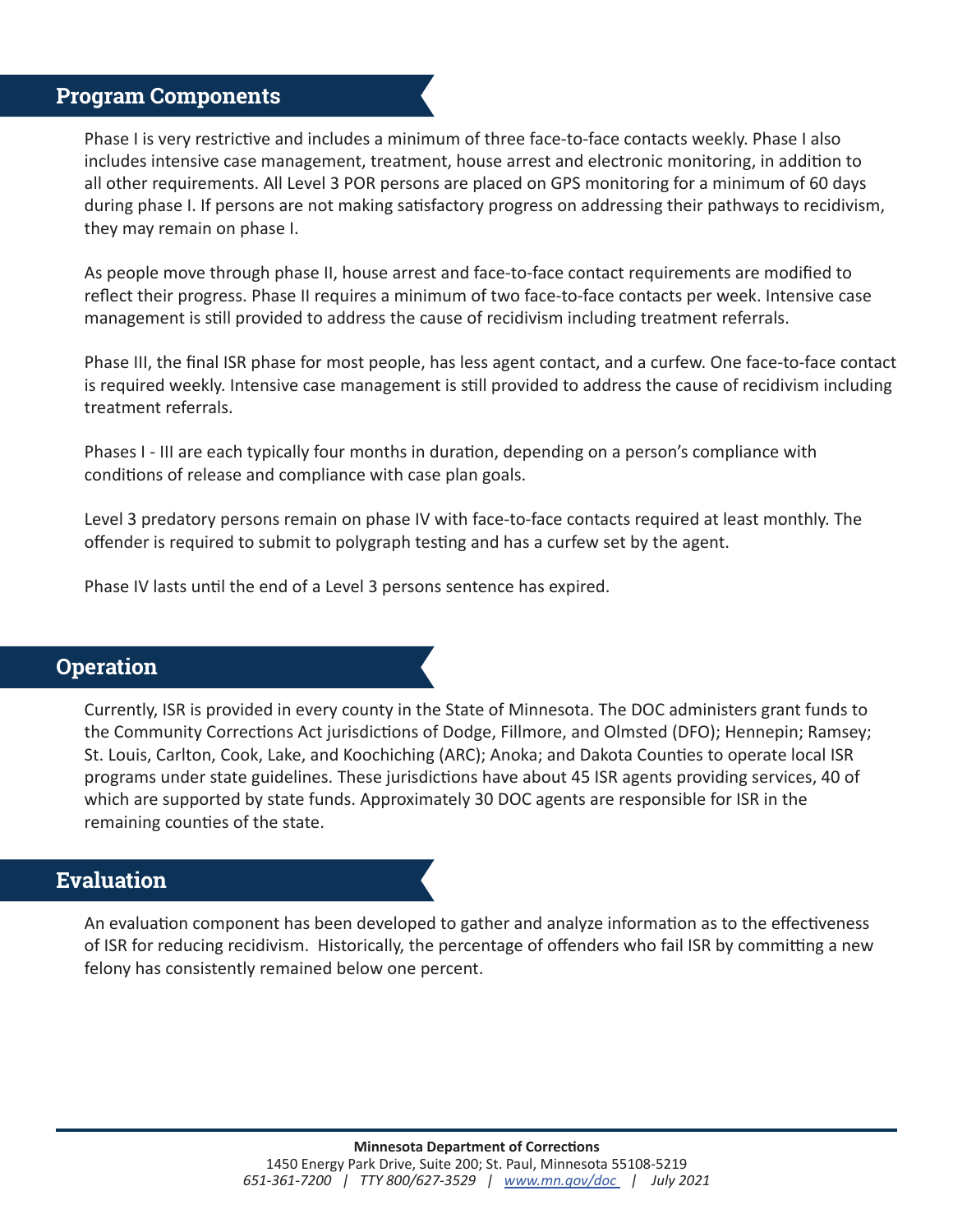## Program Components

Phase I is very restrictive and includes a minimum of three face-to-face contacts weekly. Phase I also includes intensive case management, treatment, house arrest and electronic monitoring, in addition to all other requirements. All Level 3 POR persons are placed on GPS monitoring for a minimum of 60 days during phase I. If persons are not making satisfactory progress on addressing their pathways to recidivism, they may remain on phase I.

As people move through phase II, house arrest and face-to-face contact requirements are modified to reflect their progress. Phase II requires a minimum of two face-to-face contacts per week. Intensive case management is still provided to address the cause of recidivism including treatment referrals.

Phase III, the final ISR phase for most people, has less agent contact, and a curfew. One face-to-face contact is required weekly. Intensive case management is still provided to address the cause of recidivism including treatment referrals.

Phases I - III are each typically four months in duration, depending on a person's compliance with conditions of release and compliance with case plan goals.

Level 3 predatory persons remain on phase IV with face-to-face contacts required at least monthly. The offender is required to submit to polygraph testing and has a curfew set by the agent.

Phase IV lasts until the end of a Level 3 persons sentence has expired.

## Operation

Currently, ISR is provided in every county in the State of Minnesota. The DOC administers grant funds to the Community Corrections Act jurisdictions of Dodge, Fillmore, and Olmsted (DFO); Hennepin; Ramsey; St. Louis, Carlton, Cook, Lake, and Koochiching (ARC); Anoka; and Dakota Counties to operate local ISR programs under state guidelines. These jurisdictions have about 45 ISR agents providing services, 40 of which are supported by state funds. Approximately 30 DOC agents are responsible for ISR in the remaining counties of the state.

## Evaluation

An evaluation component has been developed to gather and analyze information as to the effectiveness of ISR for reducing recidivism. Historically, the percentage of offenders who fail ISR by committing a new felony has consistently remained below one percent.

**Minnesota Department of Corrections**
1450 Energy Park Drive, Suite 200; St. Paul, Minnesota 55108-5219
*651-361-7200 | TTY 800/627-3529 | www.mn.gov/doc | July 2021*